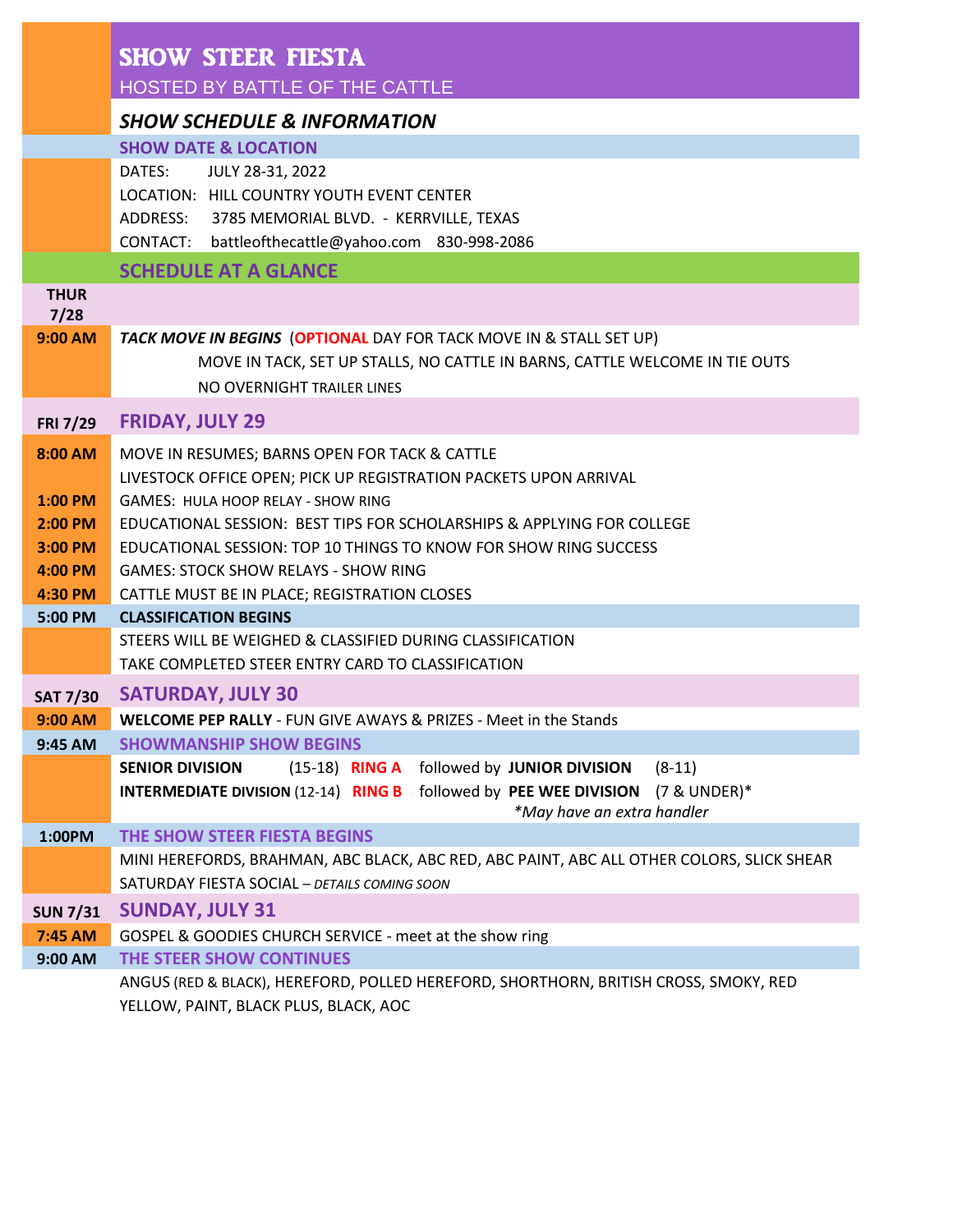# SHOW STEER FIESTA

HOSTED BY BATTLE OF THE CATTLE

## *SHOW SCHEDULE & INFORMATION*

### SHOW DATE & LOCATION

DATES: JULY 28-31, 2022
LOCATION: HILL COUNTRY YOUTH EVENT CENTER
ADDRESS: 3785 MEMORIAL BLVD. - KERRVILLE, TEXAS
CONTACT: battleofthecattle@yahoo.com 830-998-2086

### SCHEDULE AT A GLANCE

| | |
|---|---|
| **THUR 7/28** | |
| **9:00 AM** | ***TACK MOVE IN BEGINS*** (**OPTIONAL** DAY FOR TACK MOVE IN & STALL SET UP)<br>MOVE IN TACK, SET UP STALLS, NO CATTLE IN BARNS, CATTLE WELCOME IN TIE OUTS<br>NO OVERNIGHT TRAILER LINES |
| **FRI 7/29** | **FRIDAY, JULY 29** |
| **8:00 AM** | MOVE IN RESUMES; BARNS OPEN FOR TACK & CATTLE<br>LIVESTOCK OFFICE OPEN; PICK UP REGISTRATION PACKETS UPON ARRIVAL |
| **1:00 PM** | GAMES: HULA HOOP RELAY - SHOW RING |
| **2:00 PM** | EDUCATIONAL SESSION: BEST TIPS FOR SCHOLARSHIPS & APPLYING FOR COLLEGE |
| **3:00 PM** | EDUCATIONAL SESSION: TOP 10 THINGS TO KNOW FOR SHOW RING SUCCESS |
| **4:00 PM** | GAMES: STOCK SHOW RELAYS - SHOW RING |
| **4:30 PM** | CATTLE MUST BE IN PLACE; REGISTRATION CLOSES |
| **5:00 PM** | **CLASSIFICATION BEGINS** |
| | STEERS WILL BE WEIGHED & CLASSIFIED DURING CLASSIFICATION<br>TAKE COMPLETED STEER ENTRY CARD TO CLASSIFICATION |
| **SAT 7/30** | **SATURDAY, JULY 30** |
| **9:00 AM** | **WELCOME PEP RALLY** - FUN GIVE AWAYS & PRIZES - Meet in the Stands |
| **9:45 AM** | **SHOWMANSHIP SHOW BEGINS** |
| | **SENIOR DIVISION** (15-18) **RING A** followed by **JUNIOR DIVISION** (8-11)<br>**INTERMEDIATE DIVISION** (12-14) **RING B** followed by **PEE WEE DIVISION** (7 & UNDER)*<br>*\*May have an extra handler* |
| **1:00PM** | **THE SHOW STEER FIESTA BEGINS** |
| | MINI HEREFORDS, BRAHMAN, ABC BLACK, ABC RED, ABC PAINT, ABC ALL OTHER COLORS, SLICK SHEAR<br>SATURDAY FIESTA SOCIAL – *DETAILS COMING SOON* |
| **SUN 7/31** | **SUNDAY, JULY 31** |
| **7:45 AM** | GOSPEL & GOODIES CHURCH SERVICE - meet at the show ring |
| **9:00 AM** | **THE STEER SHOW CONTINUES** |
| | ANGUS (RED & BLACK), HEREFORD, POLLED HEREFORD, SHORTHORN, BRITISH CROSS, SMOKY, RED<br>YELLOW, PAINT, BLACK PLUS, BLACK, AOC |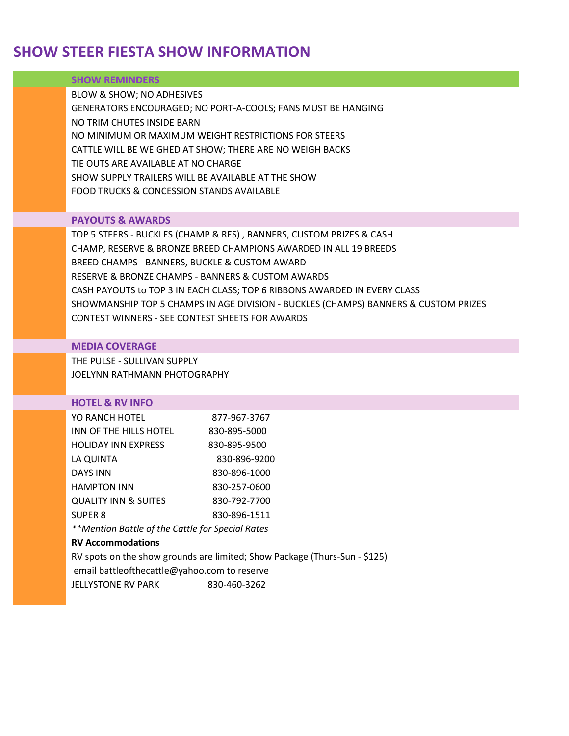# SHOW STEER FIESTA SHOW INFORMATION

## SHOW REMINDERS

BLOW & SHOW; NO ADHESIVES
GENERATORS ENCOURAGED; NO PORT-A-COOLS; FANS MUST BE HANGING
NO TRIM CHUTES INSIDE BARN
NO MINIMUM OR MAXIMUM WEIGHT RESTRICTIONS FOR STEERS
CATTLE WILL BE WEIGHED AT SHOW; THERE ARE NO WEIGH BACKS
TIE OUTS ARE AVAILABLE AT NO CHARGE
SHOW SUPPLY TRAILERS WILL BE AVAILABLE AT THE SHOW
FOOD TRUCKS & CONCESSION STANDS AVAILABLE

## PAYOUTS & AWARDS

TOP 5 STEERS - BUCKLES (CHAMP & RES) , BANNERS, CUSTOM PRIZES & CASH
CHAMP, RESERVE & BRONZE BREED CHAMPIONS AWARDED IN ALL 19 BREEDS
BREED CHAMPS - BANNERS, BUCKLE & CUSTOM AWARD
RESERVE & BRONZE CHAMPS - BANNERS & CUSTOM AWARDS
CASH PAYOUTS to TOP 3 IN EACH CLASS; TOP 6 RIBBONS AWARDED IN EVERY CLASS
SHOWMANSHIP TOP 5 CHAMPS IN AGE DIVISION - BUCKLES (CHAMPS) BANNERS & CUSTOM PRIZES
CONTEST WINNERS - SEE CONTEST SHEETS FOR AWARDS

## MEDIA COVERAGE

THE PULSE - SULLIVAN SUPPLY
JOELYNN RATHMANN PHOTOGRAPHY

## HOTEL & RV INFO

| | |
|---|---|
| YO RANCH HOTEL | 877-967-3767 |
| INN OF THE HILLS HOTEL | 830-895-5000 |
| HOLIDAY INN EXPRESS | 830-895-9500 |
| LA QUINTA | 830-896-9200 |
| DAYS INN | 830-896-1000 |
| HAMPTON INN | 830-257-0600 |
| QUALITY INN & SUITES | 830-792-7700 |
| SUPER 8 | 830-896-1511 |

*\*\*Mention Battle of the Cattle for Special Rates*

**RV Accommodations**

RV spots on the show grounds are limited; Show Package (Thurs-Sun - $125)
email battleofthecattle@yahoo.com to reserve

JELLYSTONE RV PARK 830-460-3262